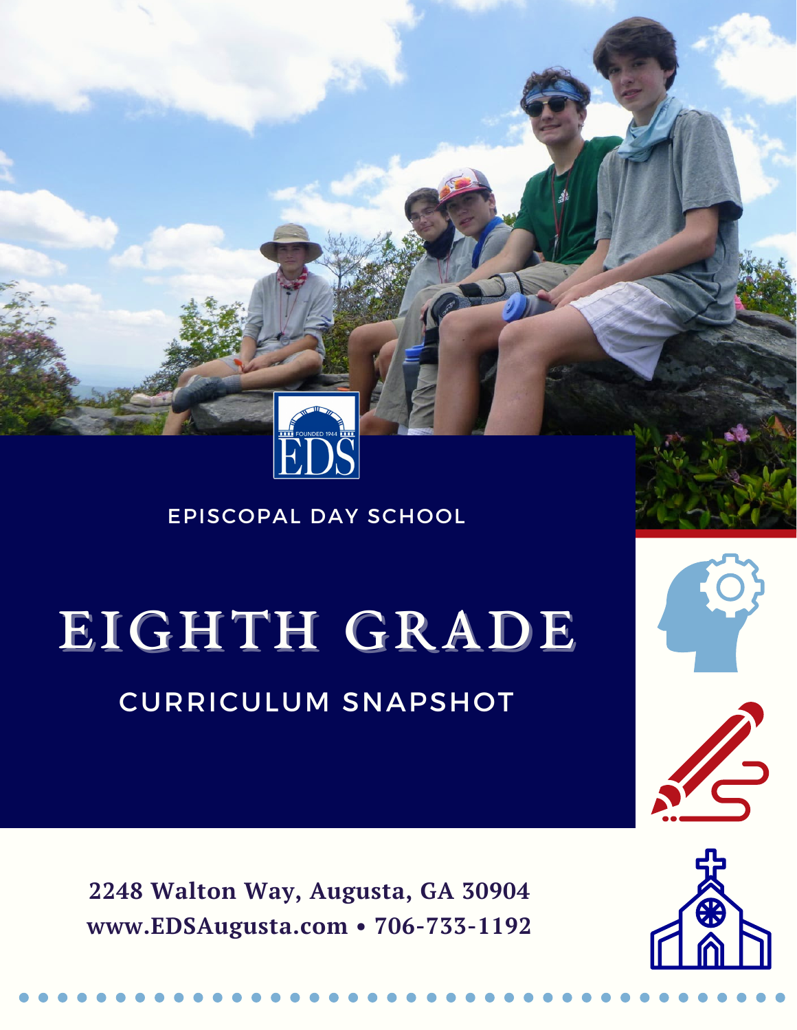EPISCOPAL DAY SCHOOL

# EIGHTH GRADE

## CURRICULUM SNAPSHOT

**2248 Walton Way, Augusta, GA 30904**
**www.EDSAugusta.com • 706-733-1192**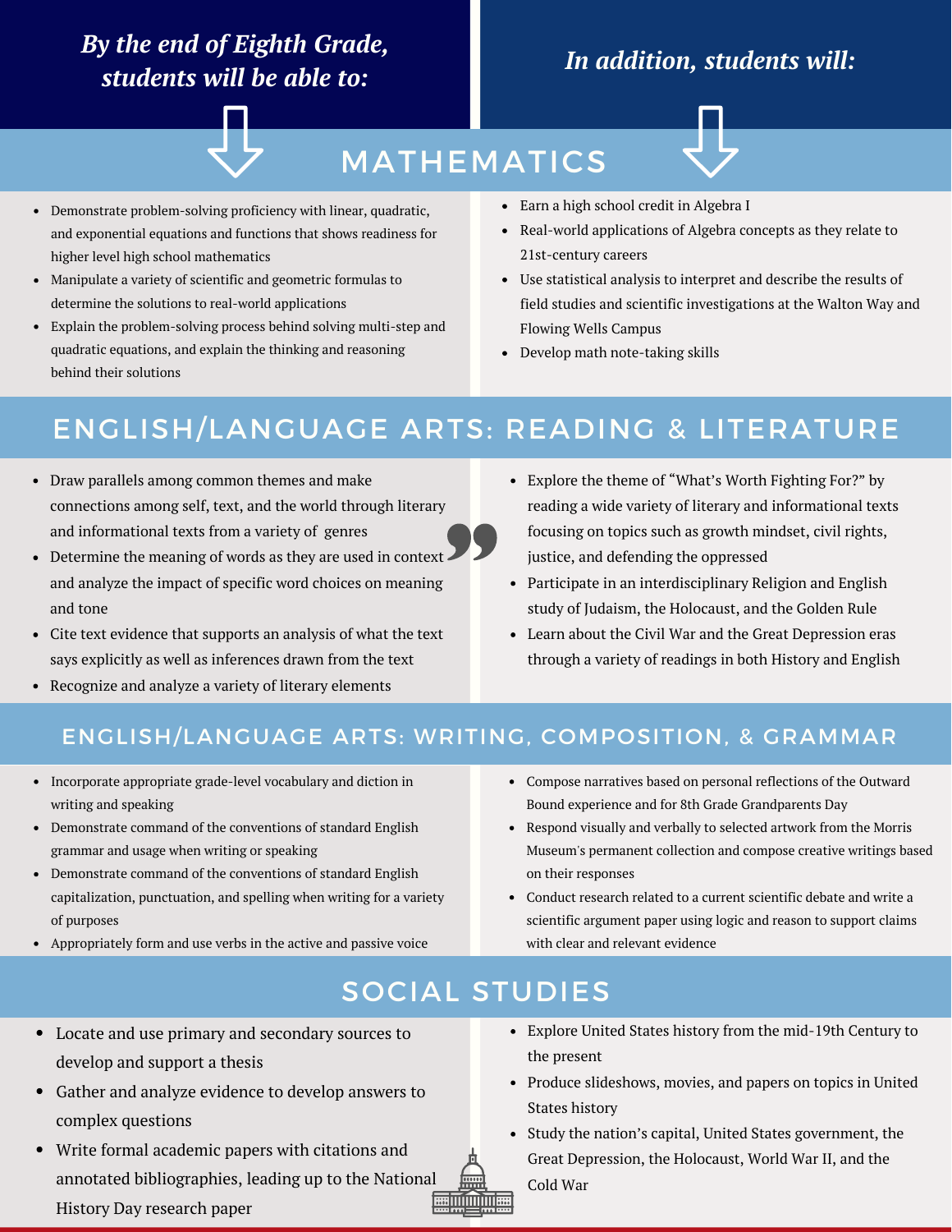**By the end of Eighth Grade, students will be able to:**

**In addition, students will:**

## MATHEMATICS

- Demonstrate problem-solving proficiency with linear, quadratic, and exponential equations and functions that shows readiness for higher level high school mathematics
- Manipulate a variety of scientific and geometric formulas to determine the solutions to real-world applications
- Explain the problem-solving process behind solving multi-step and quadratic equations, and explain the thinking and reasoning behind their solutions

*In addition, students will:*

- Earn a high school credit in Algebra I
- Real-world applications of Algebra concepts as they relate to 21st-century careers
- Use statistical analysis to interpret and describe the results of field studies and scientific investigations at the Walton Way and Flowing Wells Campus
- Develop math note-taking skills

## ENGLISH/LANGUAGE ARTS: READING & LITERATURE

- Draw parallels among common themes and make connections among self, text, and the world through literary and informational texts from a variety of genres
- Determine the meaning of words as they are used in context and analyze the impact of specific word choices on meaning and tone
- Cite text evidence that supports an analysis of what the text says explicitly as well as inferences drawn from the text
- Recognize and analyze a variety of literary elements

*In addition, students will:*

- Explore the theme of "What's Worth Fighting For?" by reading a wide variety of literary and informational texts focusing on topics such as growth mindset, civil rights, justice, and defending the oppressed
- Participate in an interdisciplinary Religion and English study of Judaism, the Holocaust, and the Golden Rule
- Learn about the Civil War and the Great Depression eras through a variety of readings in both History and English

## ENGLISH/LANGUAGE ARTS: WRITING, COMPOSITION, & GRAMMAR

- Incorporate appropriate grade-level vocabulary and diction in writing and speaking
- Demonstrate command of the conventions of standard English grammar and usage when writing or speaking
- Demonstrate command of the conventions of standard English capitalization, punctuation, and spelling when writing for a variety of purposes
- Appropriately form and use verbs in the active and passive voice

*In addition, students will:*

- Compose narratives based on personal reflections of the Outward Bound experience and for 8th Grade Grandparents Day
- Respond visually and verbally to selected artwork from the Morris Museum's permanent collection and compose creative writings based on their responses
- Conduct research related to a current scientific debate and write a scientific argument paper using logic and reason to support claims with clear and relevant evidence

## SOCIAL STUDIES

- Locate and use primary and secondary sources to develop and support a thesis
- Gather and analyze evidence to develop answers to complex questions
- Write formal academic papers with citations and annotated bibliographies, leading up to the National History Day research paper

*In addition, students will:*

- Explore United States history from the mid-19th Century to the present
- Produce slideshows, movies, and papers on topics in United States history
- Study the nation's capital, United States government, the Great Depression, the Holocaust, World War II, and the Cold War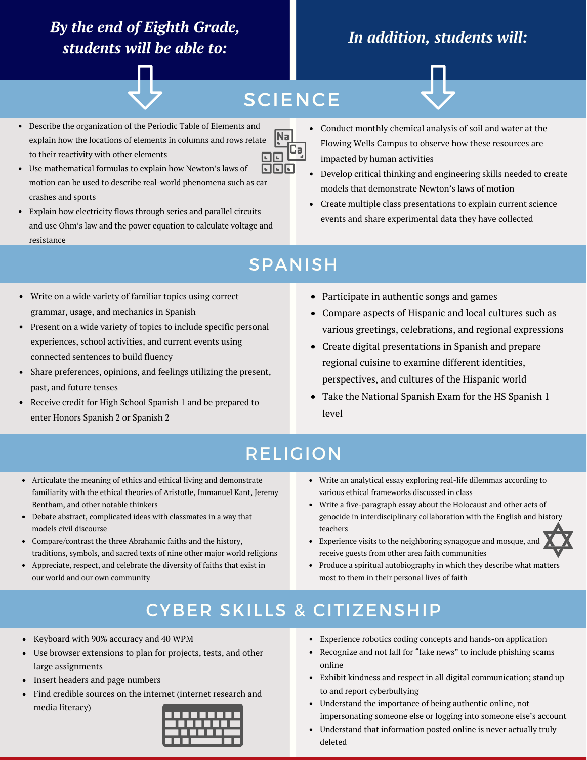| *By the end of Eighth Grade, students will be able to:* | *In addition, students will:* |
| --- | --- |

## SCIENCE

**By the end of Eighth Grade, students will be able to:**

- Describe the organization of the Periodic Table of Elements and explain how the locations of elements in columns and rows relate to their reactivity with other elements
- Use mathematical formulas to explain how Newton's laws of motion can be used to describe real-world phenomena such as car crashes and sports
- Explain how electricity flows through series and parallel circuits and use Ohm's law and the power equation to calculate voltage and resistance

**In addition, students will:**

- Conduct monthly chemical analysis of soil and water at the Flowing Wells Campus to observe how these resources are impacted by human activities
- Develop critical thinking and engineering skills needed to create models that demonstrate Newton's laws of motion
- Create multiple class presentations to explain current science events and share experimental data they have collected

## SPANISH

**By the end of Eighth Grade, students will be able to:**

- Write on a wide variety of familiar topics using correct grammar, usage, and mechanics in Spanish
- Present on a wide variety of topics to include specific personal experiences, school activities, and current events using connected sentences to build fluency
- Share preferences, opinions, and feelings utilizing the present, past, and future tenses
- Receive credit for High School Spanish 1 and be prepared to enter Honors Spanish 2 or Spanish 2

**In addition, students will:**

- Participate in authentic songs and games
- Compare aspects of Hispanic and local cultures such as various greetings, celebrations, and regional expressions
- Create digital presentations in Spanish and prepare regional cuisine to examine different identities, perspectives, and cultures of the Hispanic world
- Take the National Spanish Exam for the HS Spanish 1 level

## RELIGION

**By the end of Eighth Grade, students will be able to:**

- Articulate the meaning of ethics and ethical living and demonstrate familiarity with the ethical theories of Aristotle, Immanuel Kant, Jeremy Bentham, and other notable thinkers
- Debate abstract, complicated ideas with classmates in a way that models civil discourse
- Compare/contrast the three Abrahamic faiths and the history, traditions, symbols, and sacred texts of nine other major world religions
- Appreciate, respect, and celebrate the diversity of faiths that exist in our world and our own community

**In addition, students will:**

- Write an analytical essay exploring real-life dilemmas according to various ethical frameworks discussed in class
- Write a five-paragraph essay about the Holocaust and other acts of genocide in interdisciplinary collaboration with the English and history teachers
- Experience visits to the neighboring synagogue and mosque, and receive guests from other area faith communities
- Produce a spiritual autobiography in which they describe what matters most to them in their personal lives of faith

## CYBER SKILLS & CITIZENSHIP

**By the end of Eighth Grade, students will be able to:**

- Keyboard with 90% accuracy and 40 WPM
- Use browser extensions to plan for projects, tests, and other large assignments
- Insert headers and page numbers
- Find credible sources on the internet (internet research and media literacy)

**In addition, students will:**

- Experience robotics coding concepts and hands-on application
- Recognize and not fall for "fake news" to include phishing scams online
- Exhibit kindness and respect in all digital communication; stand up to and report cyberbullying
- Understand the importance of being authentic online, not impersonating someone else or logging into someone else's account
- Understand that information posted online is never actually truly deleted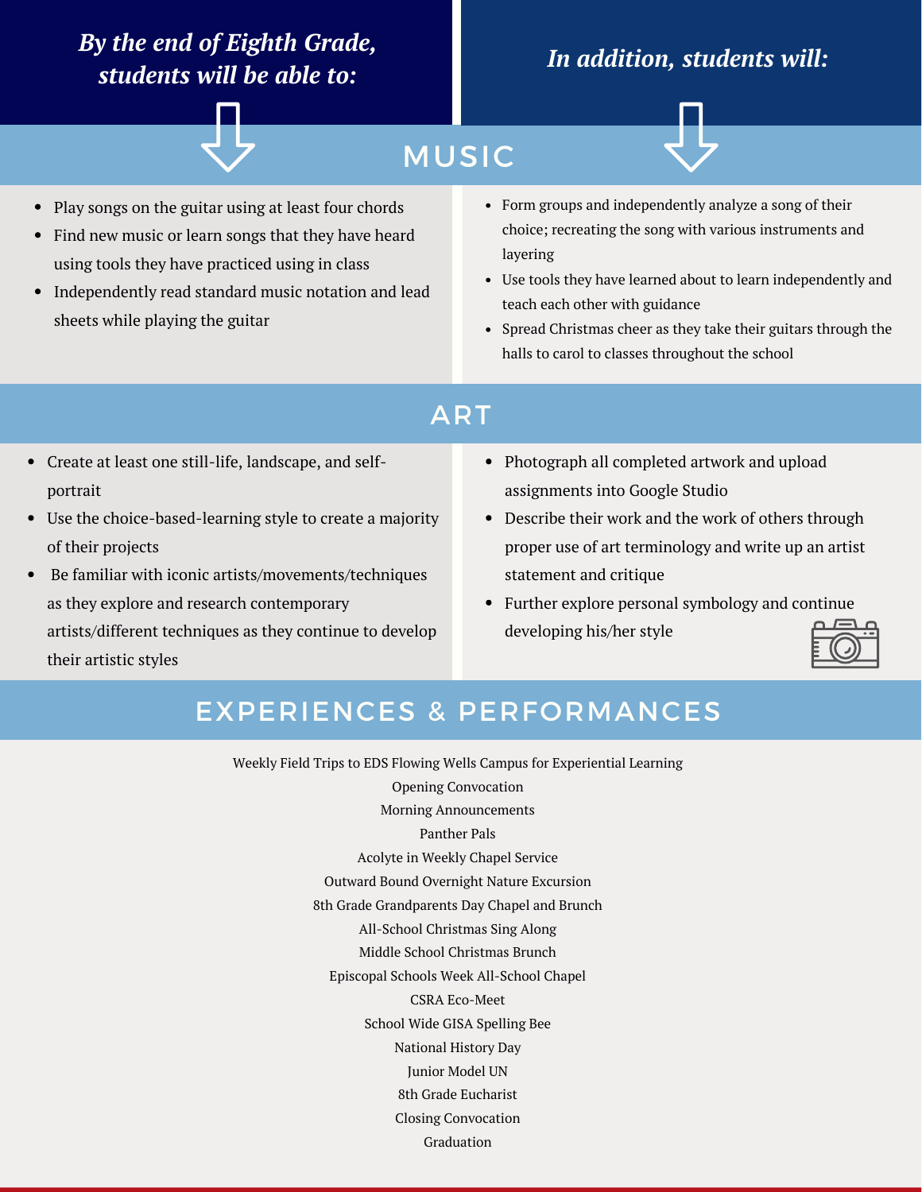***By the end of Eighth Grade, students will be able to:***

***In addition, students will:***

## MUSIC

- Play songs on the guitar using at least four chords
- Find new music or learn songs that they have heard using tools they have practiced using in class
- Independently read standard music notation and lead sheets while playing the guitar

- Form groups and independently analyze a song of their choice; recreating the song with various instruments and layering
- Use tools they have learned about to learn independently and teach each other with guidance
- Spread Christmas cheer as they take their guitars through the halls to carol to classes throughout the school

## ART

- Create at least one still-life, landscape, and self-portrait
- Use the choice-based-learning style to create a majority of their projects
- Be familiar with iconic artists/movements/techniques as they explore and research contemporary artists/different techniques as they continue to develop their artistic styles

- Photograph all completed artwork and upload assignments into Google Studio
- Describe their work and the work of others through proper use of art terminology and write up an artist statement and critique
- Further explore personal symbology and continue developing his/her style

## EXPERIENCES & PERFORMANCES

Weekly Field Trips to EDS Flowing Wells Campus for Experiential Learning

Opening Convocation

Morning Announcements

Panther Pals

Acolyte in Weekly Chapel Service

Outward Bound Overnight Nature Excursion

8th Grade Grandparents Day Chapel and Brunch

All-School Christmas Sing Along

Middle School Christmas Brunch

Episcopal Schools Week All-School Chapel

CSRA Eco-Meet

School Wide GISA Spelling Bee

National History Day

Junior Model UN

8th Grade Eucharist

Closing Convocation

Graduation